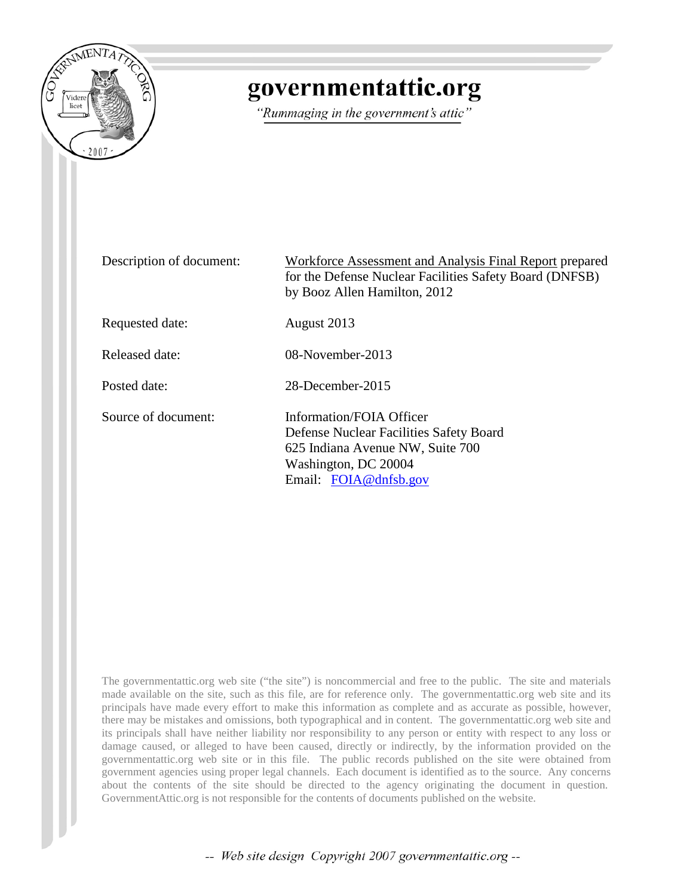# governmentattic.org

*"Rummaging in the government's attic"*

| | |
|---|---|
| Description of document: | Workforce Assessment and Analysis Final Report prepared for the Defense Nuclear Facilities Safety Board (DNFSB) by Booz Allen Hamilton, 2012 |
| Requested date: | August 2013 |
| Released date: | 08-November-2013 |
| Posted date: | 28-December-2015 |
| Source of document: | Information/FOIA Officer<br>Defense Nuclear Facilities Safety Board<br>625 Indiana Avenue NW, Suite 700<br>Washington, DC 20004<br>Email: FOIA@dnfsb.gov |

The governmentattic.org web site ("the site") is noncommercial and free to the public. The site and materials made available on the site, such as this file, are for reference only. The governmentattic.org web site and its principals have made every effort to make this information as complete and as accurate as possible, however, there may be mistakes and omissions, both typographical and in content. The governmentattic.org web site and its principals shall have neither liability nor responsibility to any person or entity with respect to any loss or damage caused, or alleged to have been caused, directly or indirectly, by the information provided on the governmentattic.org web site or in this file. The public records published on the site were obtained from government agencies using proper legal channels. Each document is identified as to the source. Any concerns about the contents of the site should be directed to the agency originating the document in question. GovernmentAttic.org is not responsible for the contents of documents published on the website.

-- Web site design Copyright 2007 governmentattic.org --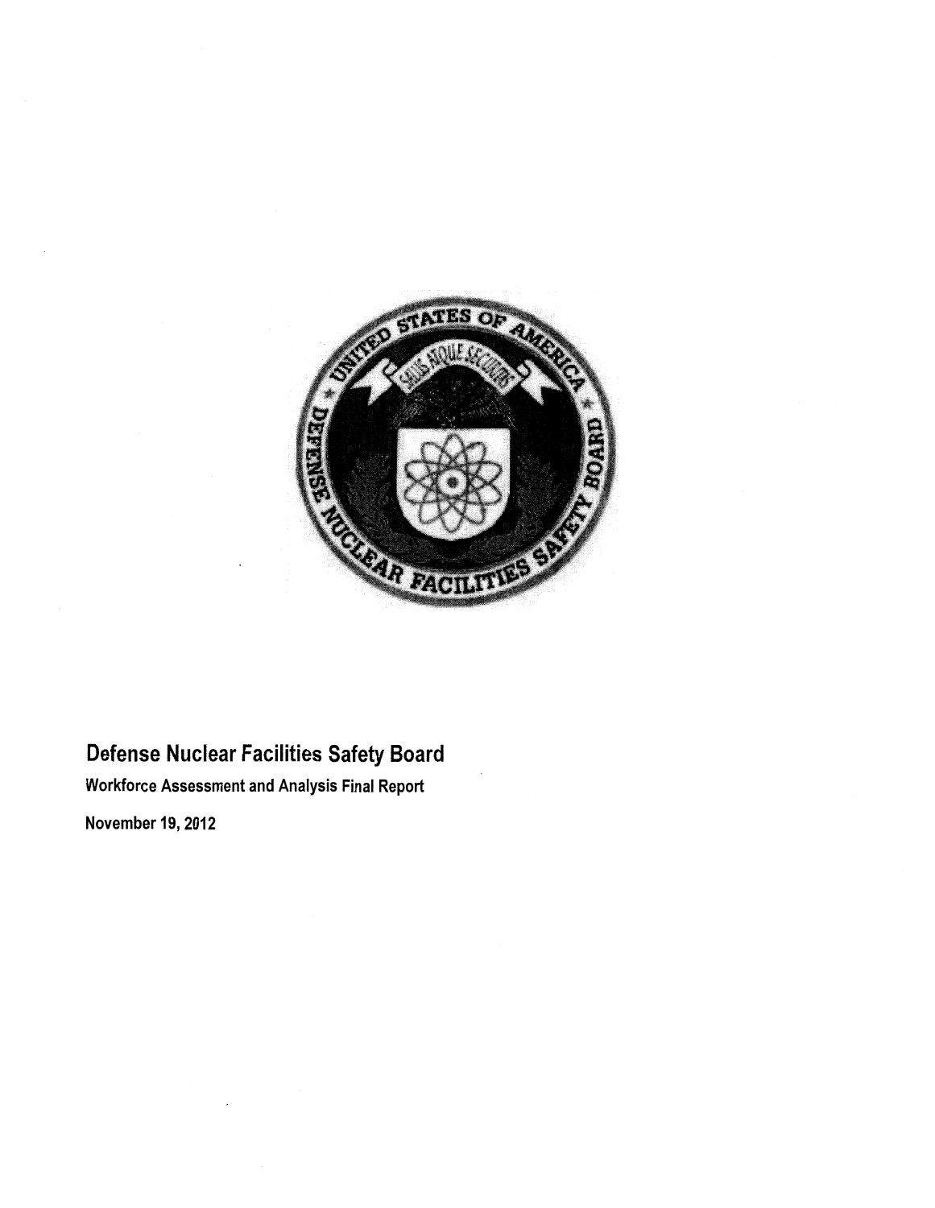# Defense Nuclear Facilities Safety Board

**Workforce Assessment and Analysis Final Report**

**November 19, 2012**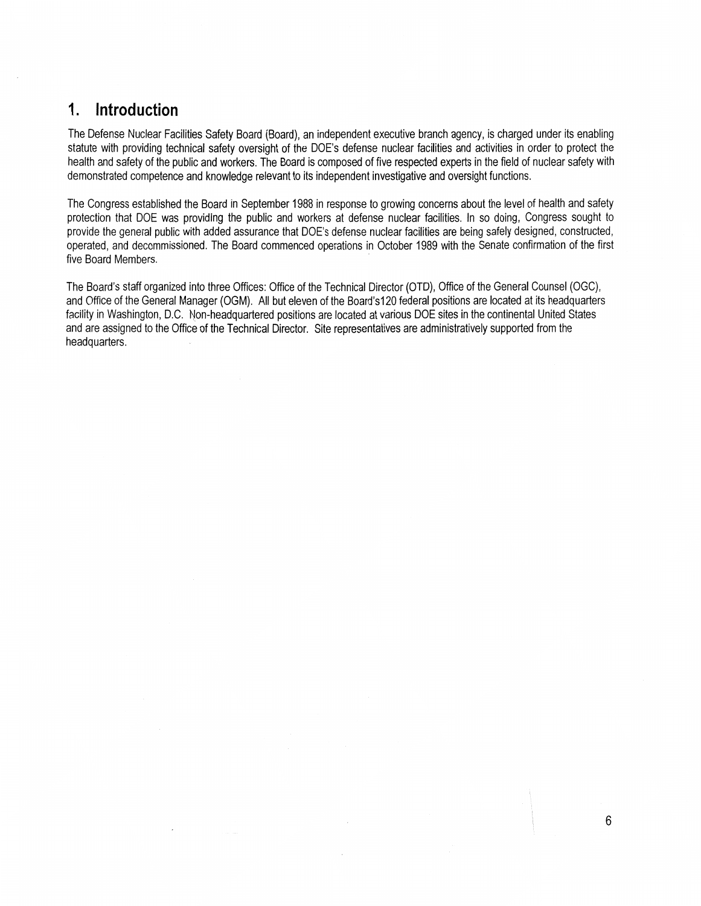# 1. Introduction

The Defense Nuclear Facilities Safety Board (Board), an independent executive branch agency, is charged under its enabling statute with providing technical safety oversight of the DOE's defense nuclear facilities and activities in order to protect the health and safety of the public and workers. The Board is composed of five respected experts in the field of nuclear safety with demonstrated competence and knowledge relevant to its independent investigative and oversight functions.

The Congress established the Board in September 1988 in response to growing concerns about the level of health and safety protection that DOE was providing the public and workers at defense nuclear facilities. In so doing, Congress sought to provide the general public with added assurance that DOE's defense nuclear facilities are being safely designed, constructed, operated, and decommissioned. The Board commenced operations in October 1989 with the Senate confirmation of the first five Board Members.

The Board's staff organized into three Offices: Office of the Technical Director (OTD), Office of the General Counsel (OGC), and Office of the General Manager (OGM). All but eleven of the Board's120 federal positions are located at its headquarters facility in Washington, D.C. Non-headquartered positions are located at various DOE sites in the continental United States and are assigned to the Office of the Technical Director. Site representatives are administratively supported from the headquarters.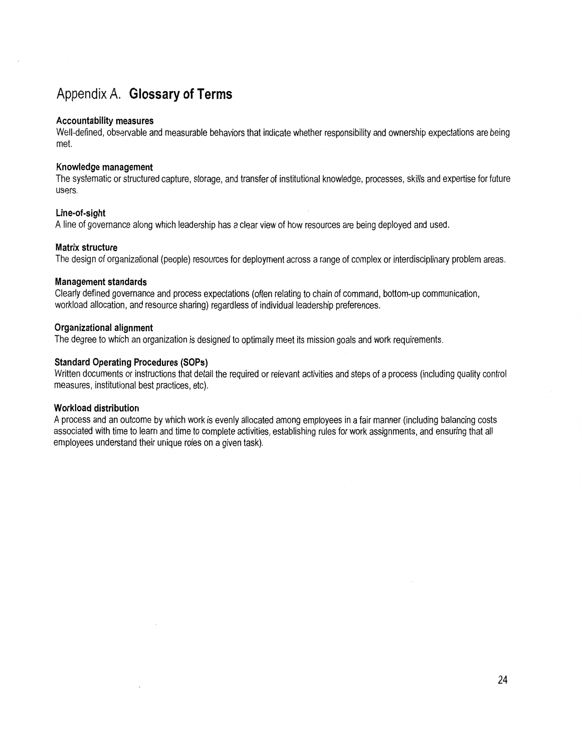# Appendix A. **Glossary of Terms**

**Accountability measures**
Well-defined, observable and measurable behaviors that indicate whether responsibility and ownership expectations are being met.

**Knowledge management**
The systematic or structured capture, storage, and transfer of institutional knowledge, processes, skills and expertise for future users.

**Line-of-sight**
A line of governance along which leadership has a clear view of how resources are being deployed and used.

**Matrix structure**
The design of organizational (people) resources for deployment across a range of complex or interdisciplinary problem areas.

**Management standards**
Clearly defined governance and process expectations (often relating to chain of command, bottom-up communication, workload allocation, and resource sharing) regardless of individual leadership preferences.

**Organizational alignment**
The degree to which an organization is designed to optimally meet its mission goals and work requirements.

**Standard Operating Procedures (SOPs)**
Written documents or instructions that detail the required or relevant activities and steps of a process (including quality control measures, institutional best practices, etc).

**Workload distribution**
A process and an outcome by which work is evenly allocated among employees in a fair manner (including balancing costs associated with time to learn and time to complete activities, establishing rules for work assignments, and ensuring that all employees understand their unique roles on a given task).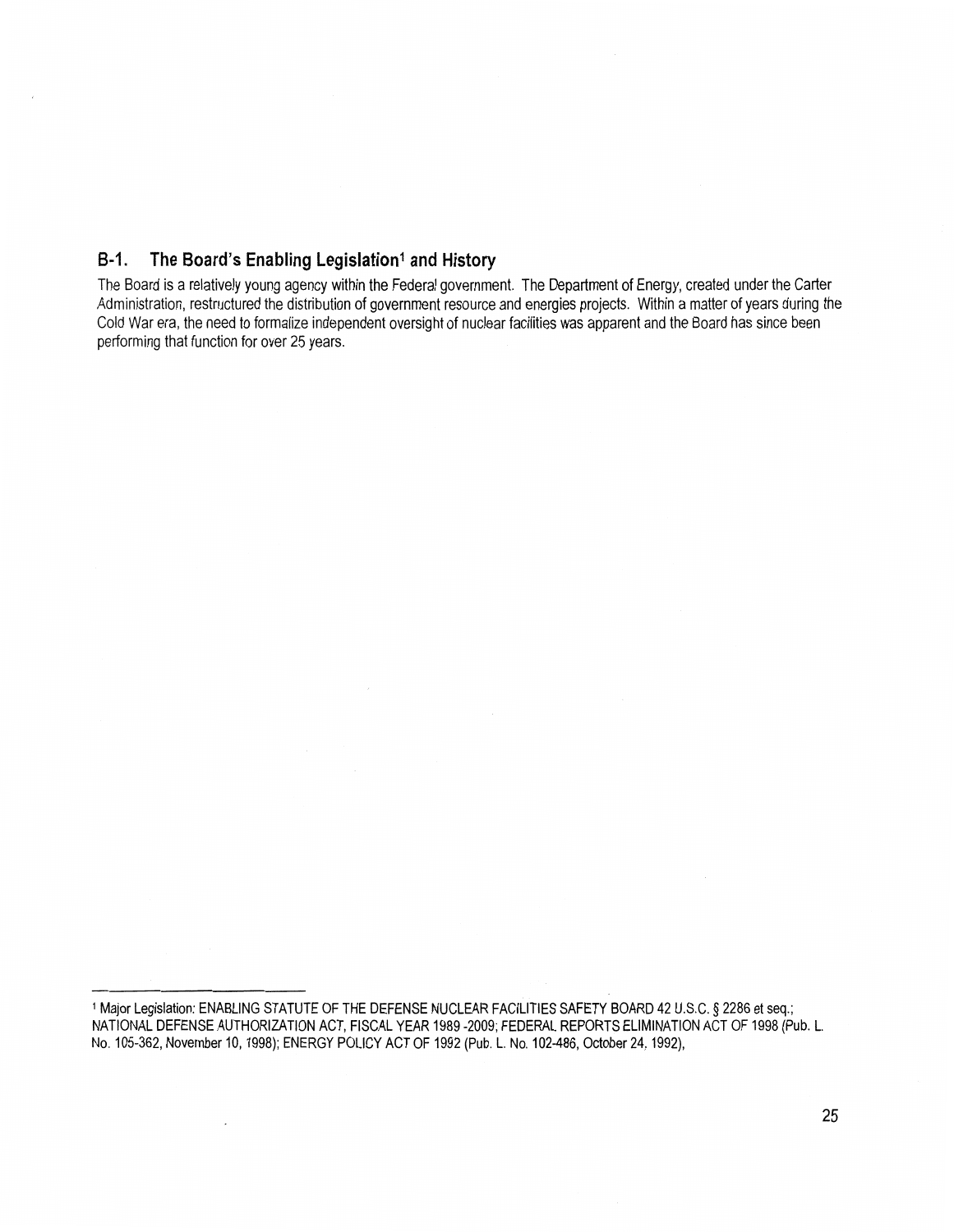## B-1. The Board's Enabling Legislation[1] and History

The Board is a relatively young agency within the Federal government. The Department of Energy, created under the Carter Administration, restructured the distribution of government resource and energies projects. Within a matter of years during the Cold War era, the need to formalize independent oversight of nuclear facilities was apparent and the Board has since been performing that function for over 25 years.

---

[1] Major Legislation: ENABLING STATUTE OF THE DEFENSE NUCLEAR FACILITIES SAFETY BOARD 42 U.S.C. § 2286 et seq.; NATIONAL DEFENSE AUTHORIZATION ACT, FISCAL YEAR 1989 -2009; FEDERAL REPORTS ELIMINATION ACT OF 1998 (Pub. L. No. 105-362, November 10, 1998); ENERGY POLICY ACT OF 1992 (Pub. L. No. 102-486, October 24, 1992),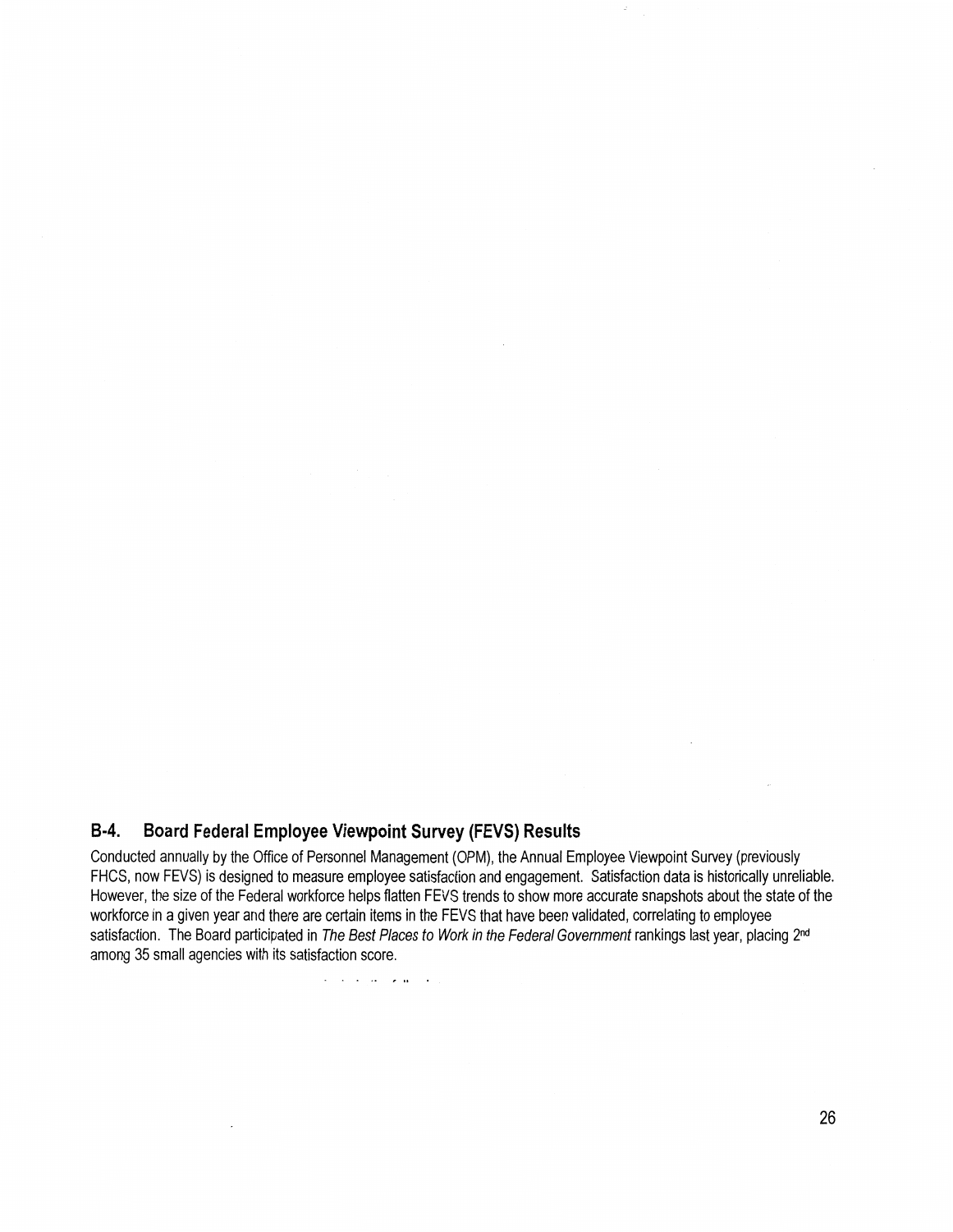## B-4. Board Federal Employee Viewpoint Survey (FEVS) Results

Conducted annually by the Office of Personnel Management (OPM), the Annual Employee Viewpoint Survey (previously FHCS, now FEVS) is designed to measure employee satisfaction and engagement. Satisfaction data is historically unreliable. However, the size of the Federal workforce helps flatten FEVS trends to show more accurate snapshots about the state of the workforce in a given year and there are certain items in the FEVS that have been validated, correlating to employee satisfaction. The Board participated in *The Best Places to Work in the Federal Government* rankings last year, placing 2nd among 35 small agencies with its satisfaction score.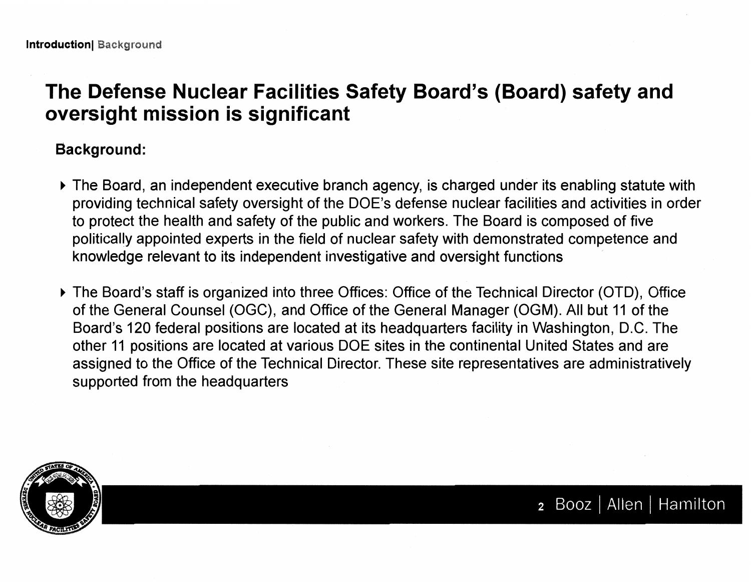Introduction| Background

# The Defense Nuclear Facilities Safety Board's (Board) safety and oversight mission is significant

**Background:**

- The Board, an independent executive branch agency, is charged under its enabling statute with providing technical safety oversight of the DOE's defense nuclear facilities and activities in order to protect the health and safety of the public and workers. The Board is composed of five politically appointed experts in the field of nuclear safety with demonstrated competence and knowledge relevant to its independent investigative and oversight functions

- The Board's staff is organized into three Offices: Office of the Technical Director (OTD), Office of the General Counsel (OGC), and Office of the General Manager (OGM). All but 11 of the Board's 120 federal positions are located at its headquarters facility in Washington, D.C. The other 11 positions are located at various DOE sites in the continental United States and are assigned to the Office of the Technical Director. These site representatives are administratively supported from the headquarters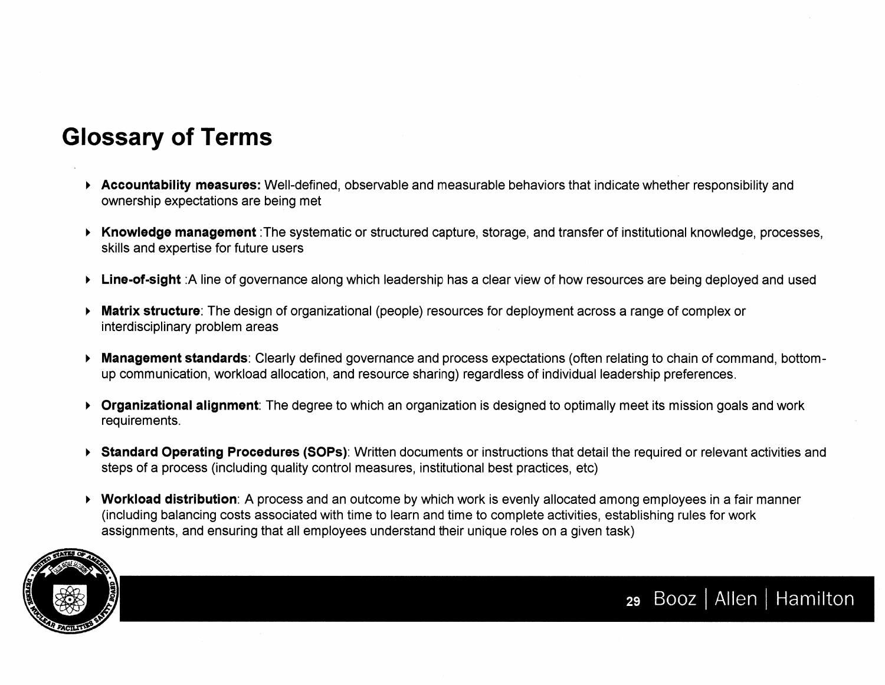## Glossary of Terms

- **Accountability measures:** Well-defined, observable and measurable behaviors that indicate whether responsibility and ownership expectations are being met
- **Knowledge management** :The systematic or structured capture, storage, and transfer of institutional knowledge, processes, skills and expertise for future users
- **Line-of-sight** :A line of governance along which leadership has a clear view of how resources are being deployed and used
- **Matrix structure**: The design of organizational (people) resources for deployment across a range of complex or interdisciplinary problem areas
- **Management standards**: Clearly defined governance and process expectations (often relating to chain of command, bottom-up communication, workload allocation, and resource sharing) regardless of individual leadership preferences.
- **Organizational alignment**: The degree to which an organization is designed to optimally meet its mission goals and work requirements.
- **Standard Operating Procedures (SOPs)**: Written documents or instructions that detail the required or relevant activities and steps of a process (including quality control measures, institutional best practices, etc)
- **Workload distribution**: A process and an outcome by which work is evenly allocated among employees in a fair manner (including balancing costs associated with time to learn and time to complete activities, establishing rules for work assignments, and ensuring that all employees understand their unique roles on a given task)